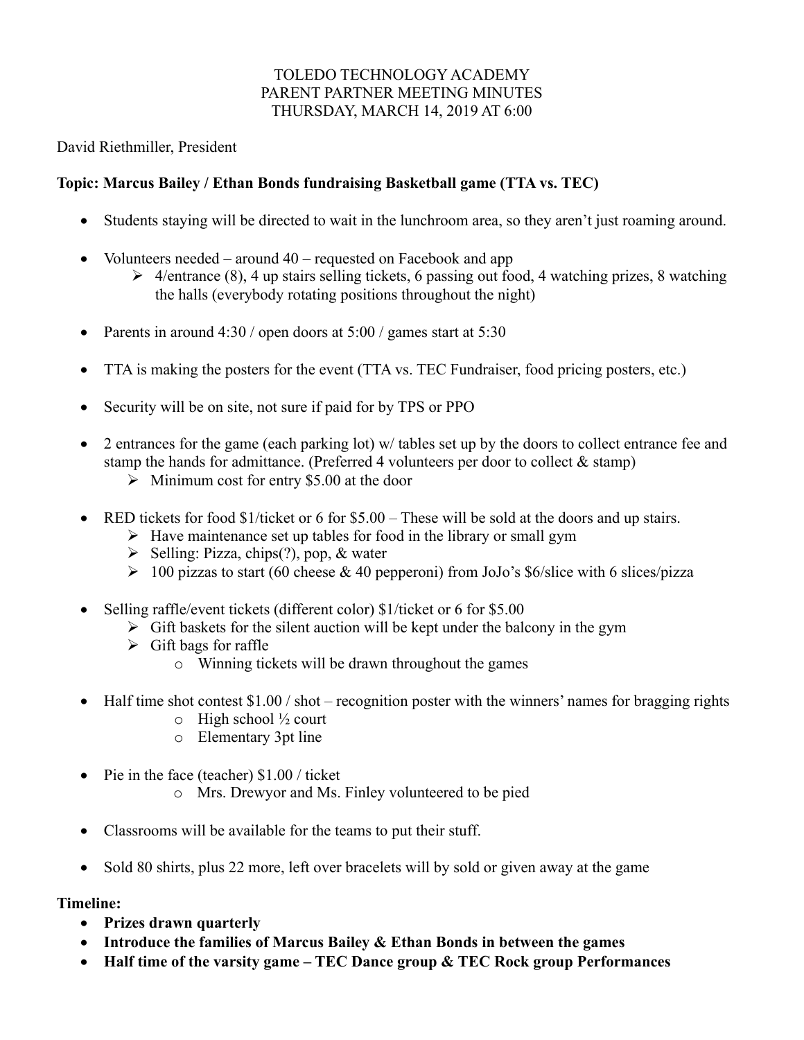# TOLEDO TECHNOLOGY ACADEMY
## PARENT PARTNER MEETING MINUTES
### THURSDAY, MARCH 14, 2019 AT 6:00

David Riethmiller, President

**Topic: Marcus Bailey / Ethan Bonds fundraising Basketball game (TTA vs. TEC)**

- Students staying will be directed to wait in the lunchroom area, so they aren't just roaming around.
- Volunteers needed – around 40 – requested on Facebook and app
  - 4/entrance (8), 4 up stairs selling tickets, 6 passing out food, 4 watching prizes, 8 watching the halls (everybody rotating positions throughout the night)
- Parents in around 4:30 / open doors at 5:00 / games start at 5:30
- TTA is making the posters for the event (TTA vs. TEC Fundraiser, food pricing posters, etc.)
- Security will be on site, not sure if paid for by TPS or PPO
- 2 entrances for the game (each parking lot) w/ tables set up by the doors to collect entrance fee and stamp the hands for admittance. (Preferred 4 volunteers per door to collect & stamp)
  - Minimum cost for entry $5.00 at the door
- RED tickets for food $1/ticket or 6 for $5.00 – These will be sold at the doors and up stairs.
  - Have maintenance set up tables for food in the library or small gym
  - Selling: Pizza, chips(?), pop, & water
  - 100 pizzas to start (60 cheese & 40 pepperoni) from JoJo's $6/slice with 6 slices/pizza
- Selling raffle/event tickets (different color) $1/ticket or 6 for $5.00
  - Gift baskets for the silent auction will be kept under the balcony in the gym
  - Gift bags for raffle
    - Winning tickets will be drawn throughout the games
- Half time shot contest $1.00 / shot – recognition poster with the winners' names for bragging rights
  - High school ½ court
  - Elementary 3pt line
- Pie in the face (teacher) $1.00 / ticket
  - Mrs. Drewyor and Ms. Finley volunteered to be pied
- Classrooms will be available for the teams to put their stuff.
- Sold 80 shirts, plus 22 more, left over bracelets will by sold or given away at the game

**Timeline:**

- **Prizes drawn quarterly**
- **Introduce the families of Marcus Bailey & Ethan Bonds in between the games**
- **Half time of the varsity game – TEC Dance group & TEC Rock group Performances**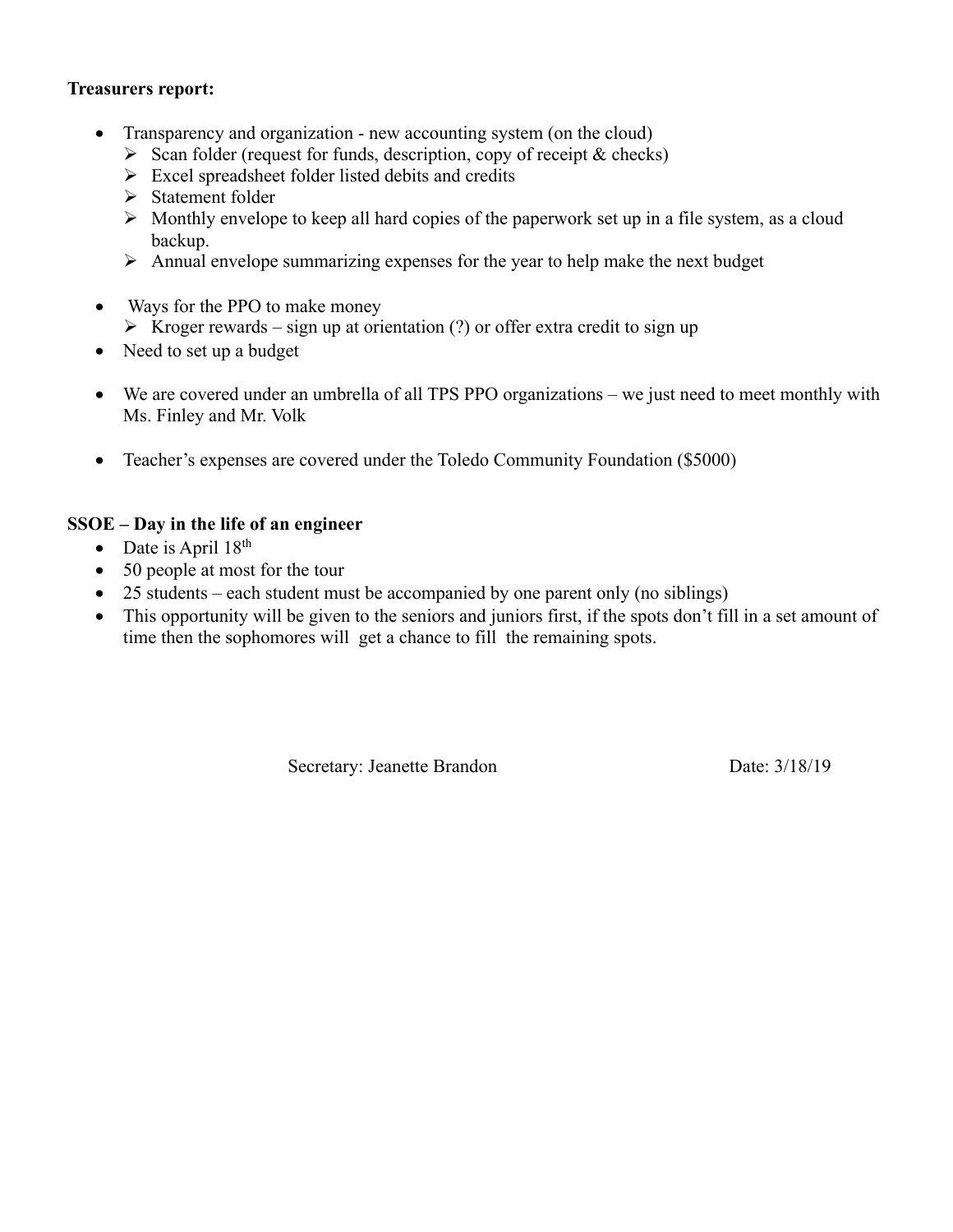**Treasurers report:**

- Transparency and organization - new accounting system (on the cloud)
  - Scan folder (request for funds, description, copy of receipt & checks)
  - Excel spreadsheet folder listed debits and credits
  - Statement folder
  - Monthly envelope to keep all hard copies of the paperwork set up in a file system, as a cloud backup.
  - Annual envelope summarizing expenses for the year to help make the next budget

- Ways for the PPO to make money
  - Kroger rewards – sign up at orientation (?) or offer extra credit to sign up
- Need to set up a budget

- We are covered under an umbrella of all TPS PPO organizations – we just need to meet monthly with Ms. Finley and Mr. Volk

- Teacher's expenses are covered under the Toledo Community Foundation ($5000)

**SSOE – Day in the life of an engineer**

- Date is April 18th
- 50 people at most for the tour
- 25 students – each student must be accompanied by one parent only (no siblings)
- This opportunity will be given to the seniors and juniors first, if the spots don't fill in a set amount of time then the sophomores will get a chance to fill the remaining spots.

Secretary: Jeanette Brandon Date: 3/18/19